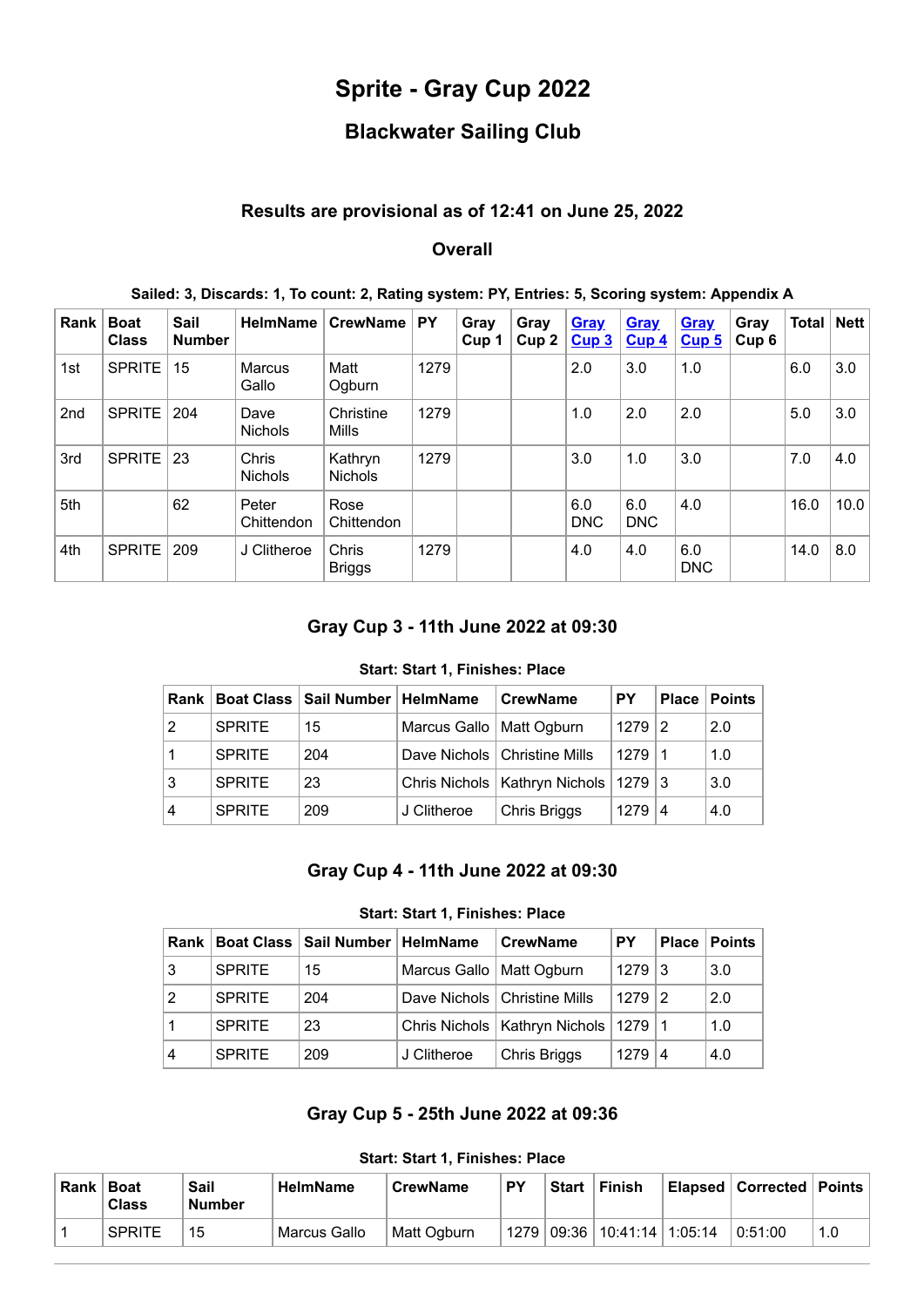# Sprite - Gray Cup 2022

## Blackwater Sailing Club

### Results are provisional as of 12:41 on June 25, 2022

### Overall

**Sailed: 3, Discards: 1, To count: 2, Rating system: PY, Entries: 5, Scoring system: Appendix A**

| Rank | Boat Class | Sail Number | HelmName | CrewName | PY | Gray Cup 1 | Gray Cup 2 | Gray Cup 3 | Gray Cup 4 | Gray Cup 5 | Gray Cup 6 | Total | Nett |
|---|---|---|---|---|---|---|---|---|---|---|---|---|---|
| 1st | SPRITE | 15 | Marcus Gallo | Matt Ogburn | 1279 | | | 2.0 | 3.0 | 1.0 | | 6.0 | 3.0 |
| 2nd | SPRITE | 204 | Dave Nichols | Christine Mills | 1279 | | | 1.0 | 2.0 | 2.0 | | 5.0 | 3.0 |
| 3rd | SPRITE | 23 | Chris Nichols | Kathryn Nichols | 1279 | | | 3.0 | 1.0 | 3.0 | | 7.0 | 4.0 |
| 5th | | 62 | Peter Chittendon | Rose Chittendon | | | | 6.0 DNC | 6.0 DNC | 4.0 | | 16.0 | 10.0 |
| 4th | SPRITE | 209 | J Clitheroe | Chris Briggs | 1279 | | | 4.0 | 4.0 | 6.0 DNC | | 14.0 | 8.0 |

### Gray Cup 3 - 11th June 2022 at 09:30

**Start: Start 1, Finishes: Place**

| Rank | Boat Class | Sail Number | HelmName | CrewName | PY | Place | Points |
|---|---|---|---|---|---|---|---|
| 2 | SPRITE | 15 | Marcus Gallo | Matt Ogburn | 1279 | 2 | 2.0 |
| 1 | SPRITE | 204 | Dave Nichols | Christine Mills | 1279 | 1 | 1.0 |
| 3 | SPRITE | 23 | Chris Nichols | Kathryn Nichols | 1279 | 3 | 3.0 |
| 4 | SPRITE | 209 | J Clitheroe | Chris Briggs | 1279 | 4 | 4.0 |

### Gray Cup 4 - 11th June 2022 at 09:30

**Start: Start 1, Finishes: Place**

| Rank | Boat Class | Sail Number | HelmName | CrewName | PY | Place | Points |
|---|---|---|---|---|---|---|---|
| 3 | SPRITE | 15 | Marcus Gallo | Matt Ogburn | 1279 | 3 | 3.0 |
| 2 | SPRITE | 204 | Dave Nichols | Christine Mills | 1279 | 2 | 2.0 |
| 1 | SPRITE | 23 | Chris Nichols | Kathryn Nichols | 1279 | 1 | 1.0 |
| 4 | SPRITE | 209 | J Clitheroe | Chris Briggs | 1279 | 4 | 4.0 |

### Gray Cup 5 - 25th June 2022 at 09:36

**Start: Start 1, Finishes: Place**

| Rank | Boat Class | Sail Number | HelmName | CrewName | PY | Start | Finish | Elapsed | Corrected | Points |
|---|---|---|---|---|---|---|---|---|---|---|
| 1 | SPRITE | 15 | Marcus Gallo | Matt Ogburn | 1279 | 09:36 | 10:41:14 | 1:05:14 | 0:51:00 | 1.0 |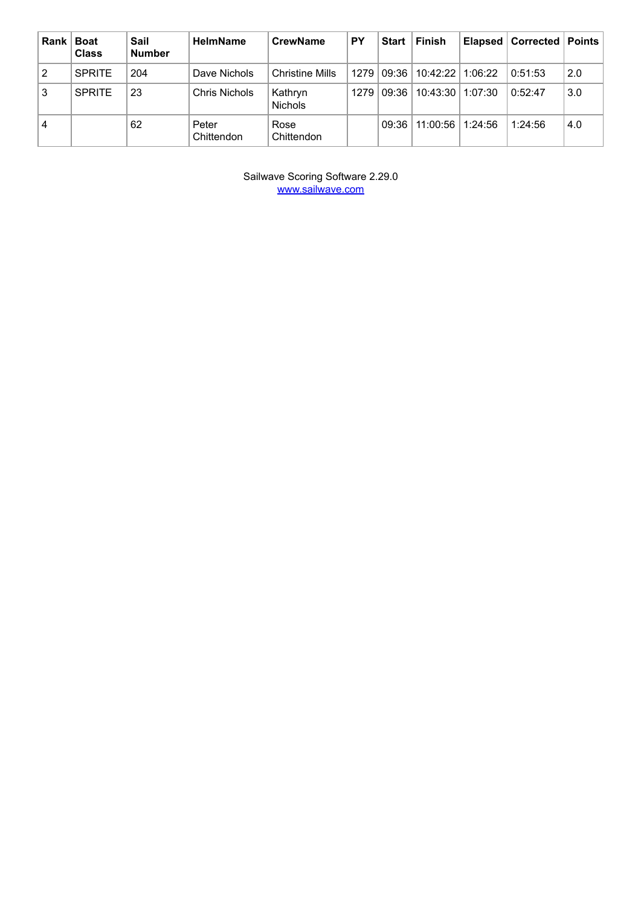| Rank | Boat Class | Sail Number | HelmName | CrewName | PY | Start | Finish | Elapsed | Corrected | Points |
|---|---|---|---|---|---|---|---|---|---|---|
| 2 | SPRITE | 204 | Dave Nichols | Christine Mills | 1279 | 09:36 | 10:42:22 | 1:06:22 | 0:51:53 | 2.0 |
| 3 | SPRITE | 23 | Chris Nichols | Kathryn Nichols | 1279 | 09:36 | 10:43:30 | 1:07:30 | 0:52:47 | 3.0 |
| 4 | | 62 | Peter Chittendon | Rose Chittendon | | 09:36 | 11:00:56 | 1:24:56 | 1:24:56 | 4.0 |

Sailwave Scoring Software 2.29.0
[www.sailwave.com](http://www.sailwave.com)